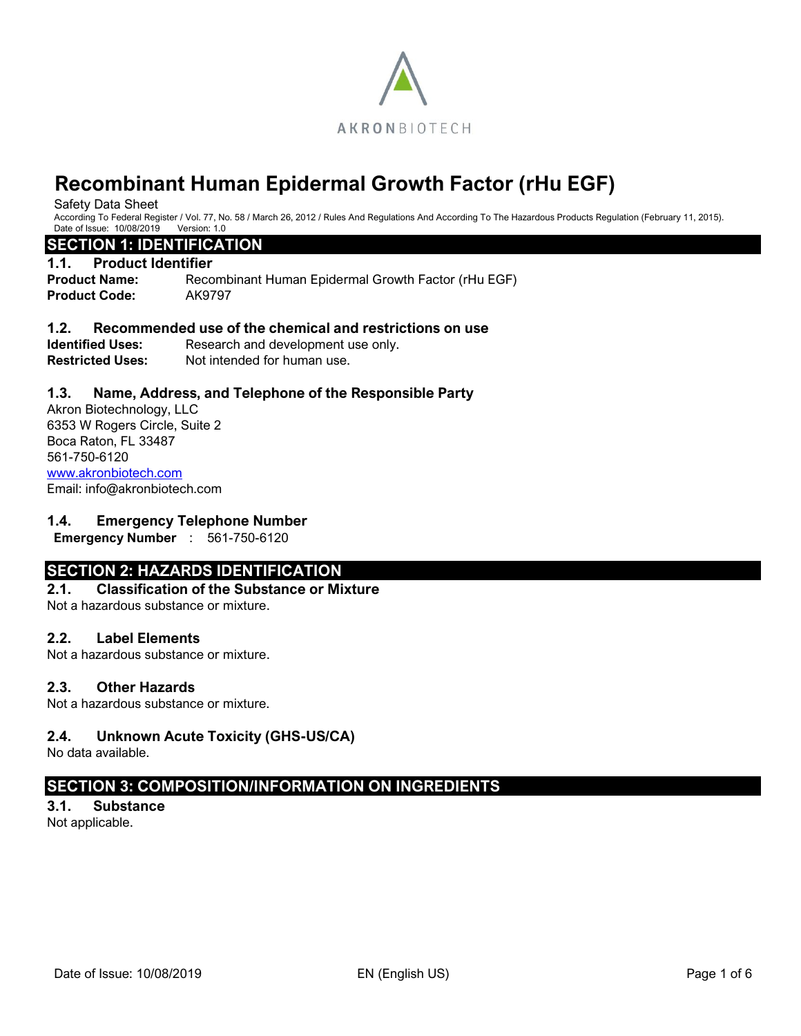AKRONBIOTECH

# Recombinant Human Epidermal Growth Factor (rHu EGF)

Safety Data Sheet

According To Federal Register / Vol. 77, No. 58 / March 26, 2012 / Rules And Regulations And According To The Hazardous Products Regulation (February 11, 2015).

Date of Issue: 10/08/2019 Version: 1.0

## SECTION 1: IDENTIFICATION

### 1.1. Product Identifier

**Product Name:** Recombinant Human Epidermal Growth Factor (rHu EGF)

**Product Code:** AK9797

### 1.2. Recommended use of the chemical and restrictions on use

**Identified Uses:** Research and development use only.

**Restricted Uses:** Not intended for human use.

### 1.3. Name, Address, and Telephone of the Responsible Party

Akron Biotechnology, LLC
6353 W Rogers Circle, Suite 2
Boca Raton, FL 33487
561-750-6120
www.akronbiotech.com
Email: info@akronbiotech.com

### 1.4. Emergency Telephone Number

**Emergency Number** : 561-750-6120

## SECTION 2: HAZARDS IDENTIFICATION

### 2.1. Classification of the Substance or Mixture

Not a hazardous substance or mixture.

### 2.2. Label Elements

Not a hazardous substance or mixture.

### 2.3. Other Hazards

Not a hazardous substance or mixture.

### 2.4. Unknown Acute Toxicity (GHS-US/CA)

No data available.

## SECTION 3: COMPOSITION/INFORMATION ON INGREDIENTS

### 3.1. Substance

Not applicable.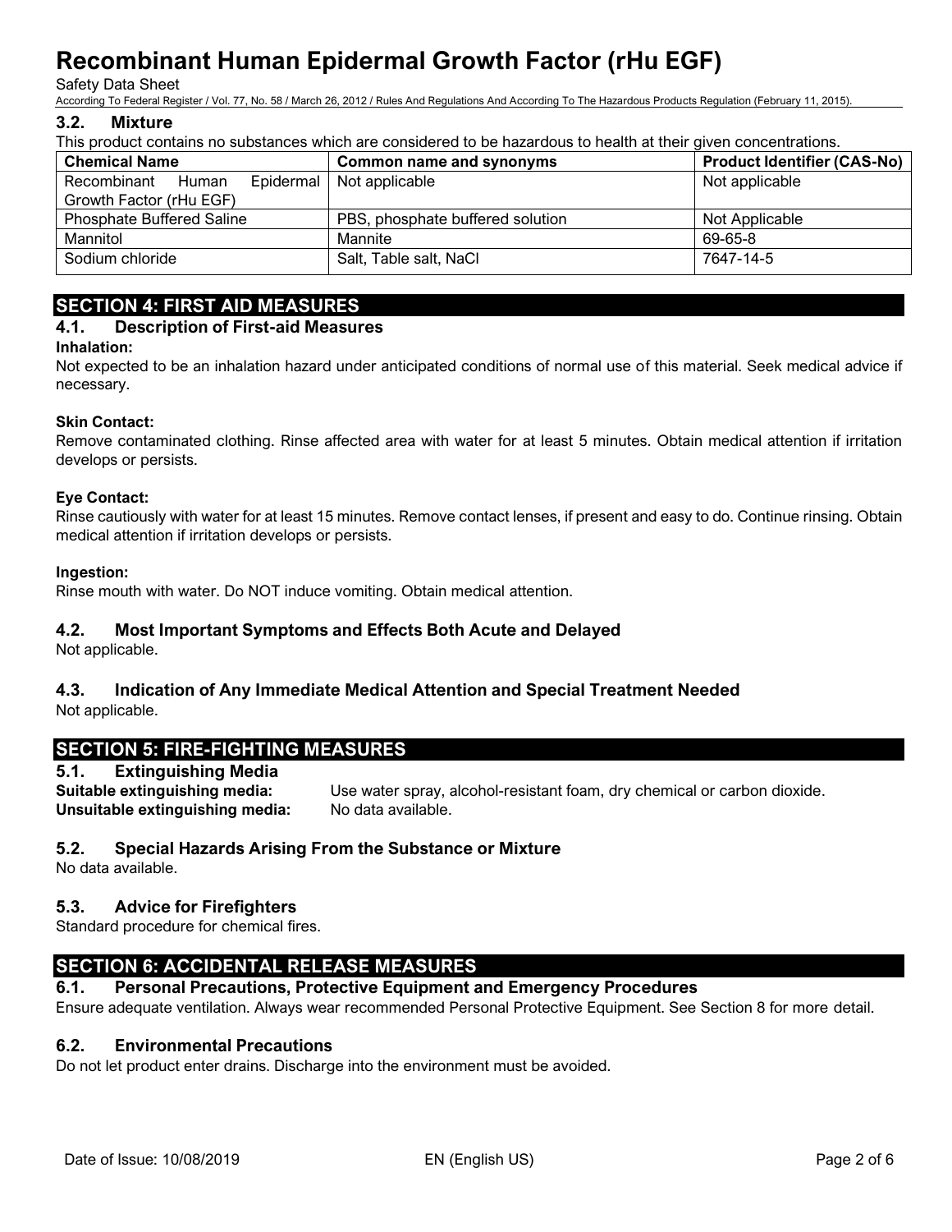### 3.2. Mixture

This product contains no substances which are considered to be hazardous to health at their given concentrations.

| Chemical Name | Common name and synonyms | Product Identifier (CAS-No) |
|---|---|---|
| Recombinant Human Epidermal Growth Factor (rHu EGF) | Not applicable | Not applicable |
| Phosphate Buffered Saline | PBS, phosphate buffered solution | Not Applicable |
| Mannitol | Mannite | 69-65-8 |
| Sodium chloride | Salt, Table salt, NaCl | 7647-14-5 |

## SECTION 4: FIRST AID MEASURES

### 4.1. Description of First-aid Measures

**Inhalation:**
Not expected to be an inhalation hazard under anticipated conditions of normal use of this material. Seek medical advice if necessary.

**Skin Contact:**
Remove contaminated clothing. Rinse affected area with water for at least 5 minutes. Obtain medical attention if irritation develops or persists.

**Eye Contact:**
Rinse cautiously with water for at least 15 minutes. Remove contact lenses, if present and easy to do. Continue rinsing. Obtain medical attention if irritation develops or persists.

**Ingestion:**
Rinse mouth with water. Do NOT induce vomiting. Obtain medical attention.

### 4.2. Most Important Symptoms and Effects Both Acute and Delayed

Not applicable.

### 4.3. Indication of Any Immediate Medical Attention and Special Treatment Needed

Not applicable.

## SECTION 5: FIRE-FIGHTING MEASURES

### 5.1. Extinguishing Media

**Suitable extinguishing media:** Use water spray, alcohol-resistant foam, dry chemical or carbon dioxide.
**Unsuitable extinguishing media:** No data available.

### 5.2. Special Hazards Arising From the Substance or Mixture

No data available.

### 5.3. Advice for Firefighters

Standard procedure for chemical fires.

## SECTION 6: ACCIDENTAL RELEASE MEASURES

### 6.1. Personal Precautions, Protective Equipment and Emergency Procedures

Ensure adequate ventilation. Always wear recommended Personal Protective Equipment. See Section 8 for more detail.

### 6.2. Environmental Precautions

Do not let product enter drains. Discharge into the environment must be avoided.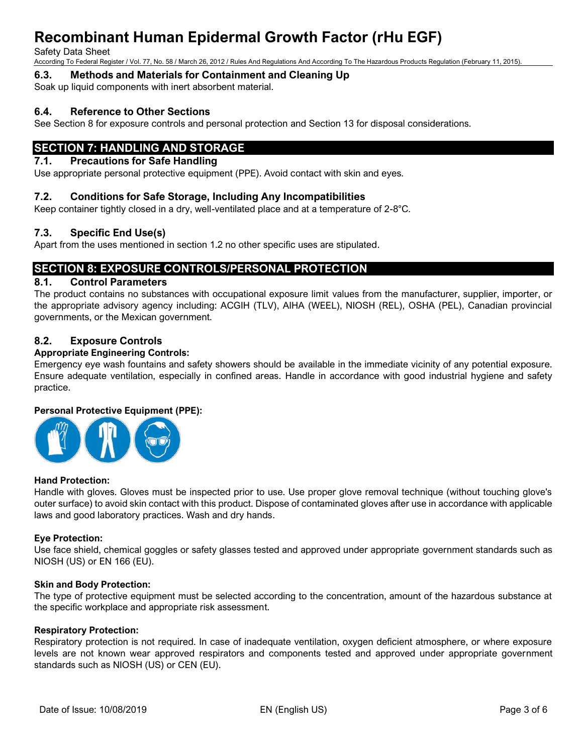### 6.3. Methods and Materials for Containment and Cleaning Up

Soak up liquid components with inert absorbent material.

### 6.4. Reference to Other Sections

See Section 8 for exposure controls and personal protection and Section 13 for disposal considerations.

## SECTION 7: HANDLING AND STORAGE

### 7.1. Precautions for Safe Handling

Use appropriate personal protective equipment (PPE). Avoid contact with skin and eyes.

### 7.2. Conditions for Safe Storage, Including Any Incompatibilities

Keep container tightly closed in a dry, well-ventilated place and at a temperature of 2-8°C.

### 7.3. Specific End Use(s)

Apart from the uses mentioned in section 1.2 no other specific uses are stipulated.

## SECTION 8: EXPOSURE CONTROLS/PERSONAL PROTECTION

### 8.1. Control Parameters

The product contains no substances with occupational exposure limit values from the manufacturer, supplier, importer, or the appropriate advisory agency including: ACGIH (TLV), AIHA (WEEL), NIOSH (REL), OSHA (PEL), Canadian provincial governments, or the Mexican government.

### 8.2. Exposure Controls

**Appropriate Engineering Controls:**

Emergency eye wash fountains and safety showers should be available in the immediate vicinity of any potential exposure. Ensure adequate ventilation, especially in confined areas. Handle in accordance with good industrial hygiene and safety practice.

**Personal Protective Equipment (PPE):**

**Hand Protection:**

Handle with gloves. Gloves must be inspected prior to use. Use proper glove removal technique (without touching glove's outer surface) to avoid skin contact with this product. Dispose of contaminated gloves after use in accordance with applicable laws and good laboratory practices. Wash and dry hands.

**Eye Protection:**

Use face shield, chemical goggles or safety glasses tested and approved under appropriate government standards such as NIOSH (US) or EN 166 (EU).

**Skin and Body Protection:**

The type of protective equipment must be selected according to the concentration, amount of the hazardous substance at the specific workplace and appropriate risk assessment.

**Respiratory Protection:**

Respiratory protection is not required. In case of inadequate ventilation, oxygen deficient atmosphere, or where exposure levels are not known wear approved respirators and components tested and approved under appropriate government standards such as NIOSH (US) or CEN (EU).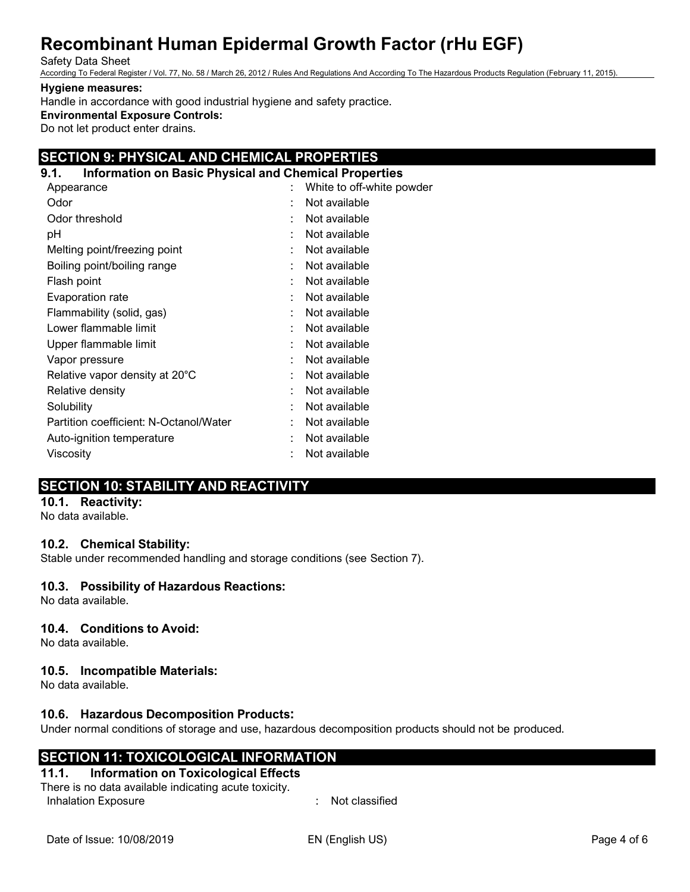**Hygiene measures:**

Handle in accordance with good industrial hygiene and safety practice.

**Environmental Exposure Controls:**

Do not let product enter drains.

## SECTION 9: PHYSICAL AND CHEMICAL PROPERTIES

### 9.1. Information on Basic Physical and Chemical Properties

| Property | | Value |
|---|---|---|
| Appearance | : | White to off-white powder |
| Odor | : | Not available |
| Odor threshold | : | Not available |
| pH | : | Not available |
| Melting point/freezing point | : | Not available |
| Boiling point/boiling range | : | Not available |
| Flash point | : | Not available |
| Evaporation rate | : | Not available |
| Flammability (solid, gas) | : | Not available |
| Lower flammable limit | : | Not available |
| Upper flammable limit | : | Not available |
| Vapor pressure | : | Not available |
| Relative vapor density at 20°C | : | Not available |
| Relative density | : | Not available |
| Solubility | : | Not available |
| Partition coefficient: N-Octanol/Water | : | Not available |
| Auto-ignition temperature | : | Not available |
| Viscosity | : | Not available |

## SECTION 10: STABILITY AND REACTIVITY

### 10.1. Reactivity:

No data available.

### 10.2. Chemical Stability:

Stable under recommended handling and storage conditions (see Section 7).

### 10.3. Possibility of Hazardous Reactions:

No data available.

### 10.4. Conditions to Avoid:

No data available.

### 10.5. Incompatible Materials:

No data available.

### 10.6. Hazardous Decomposition Products:

Under normal conditions of storage and use, hazardous decomposition products should not be produced.

## SECTION 11: TOXICOLOGICAL INFORMATION

### 11.1. Information on Toxicological Effects

There is no data available indicating acute toxicity.

Inhalation Exposure : Not classified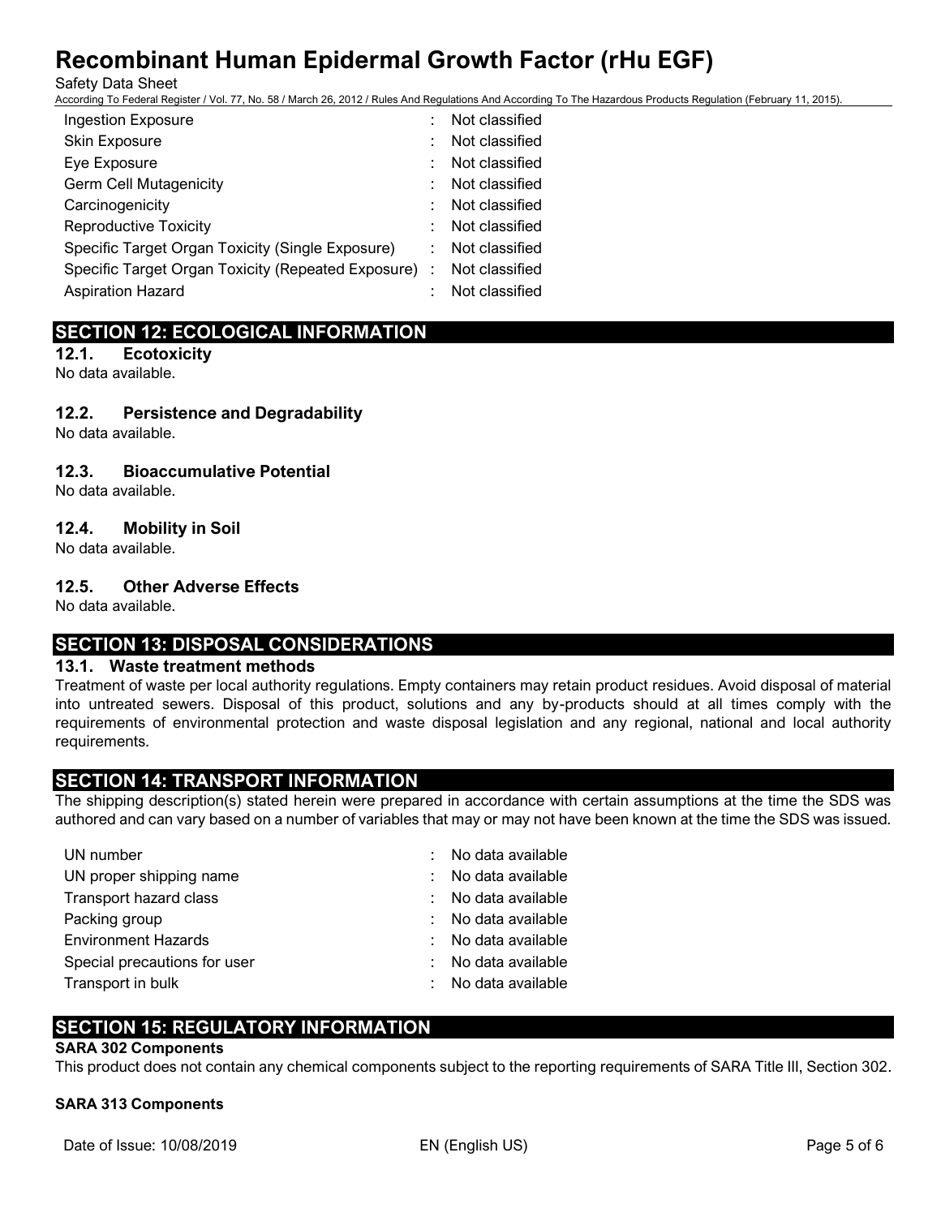| | |
|---|---|
| Ingestion Exposure | : Not classified |
| Skin Exposure | : Not classified |
| Eye Exposure | : Not classified |
| Germ Cell Mutagenicity | : Not classified |
| Carcinogenicity | : Not classified |
| Reproductive Toxicity | : Not classified |
| Specific Target Organ Toxicity (Single Exposure) | : Not classified |
| Specific Target Organ Toxicity (Repeated Exposure) | : Not classified |
| Aspiration Hazard | : Not classified |

## SECTION 12: ECOLOGICAL INFORMATION

### 12.1. Ecotoxicity

No data available.

### 12.2. Persistence and Degradability

No data available.

### 12.3. Bioaccumulative Potential

No data available.

### 12.4. Mobility in Soil

No data available.

### 12.5. Other Adverse Effects

No data available.

## SECTION 13: DISPOSAL CONSIDERATIONS

### 13.1. Waste treatment methods

Treatment of waste per local authority regulations. Empty containers may retain product residues. Avoid disposal of material into untreated sewers. Disposal of this product, solutions and any by-products should at all times comply with the requirements of environmental protection and waste disposal legislation and any regional, national and local authority requirements.

## SECTION 14: TRANSPORT INFORMATION

The shipping description(s) stated herein were prepared in accordance with certain assumptions at the time the SDS was authored and can vary based on a number of variables that may or may not have been known at the time the SDS was issued.

| | |
|---|---|
| UN number | : No data available |
| UN proper shipping name | : No data available |
| Transport hazard class | : No data available |
| Packing group | : No data available |
| Environment Hazards | : No data available |
| Special precautions for user | : No data available |
| Transport in bulk | : No data available |

## SECTION 15: REGULATORY INFORMATION

**SARA 302 Components**

This product does not contain any chemical components subject to the reporting requirements of SARA Title III, Section 302.

**SARA 313 Components**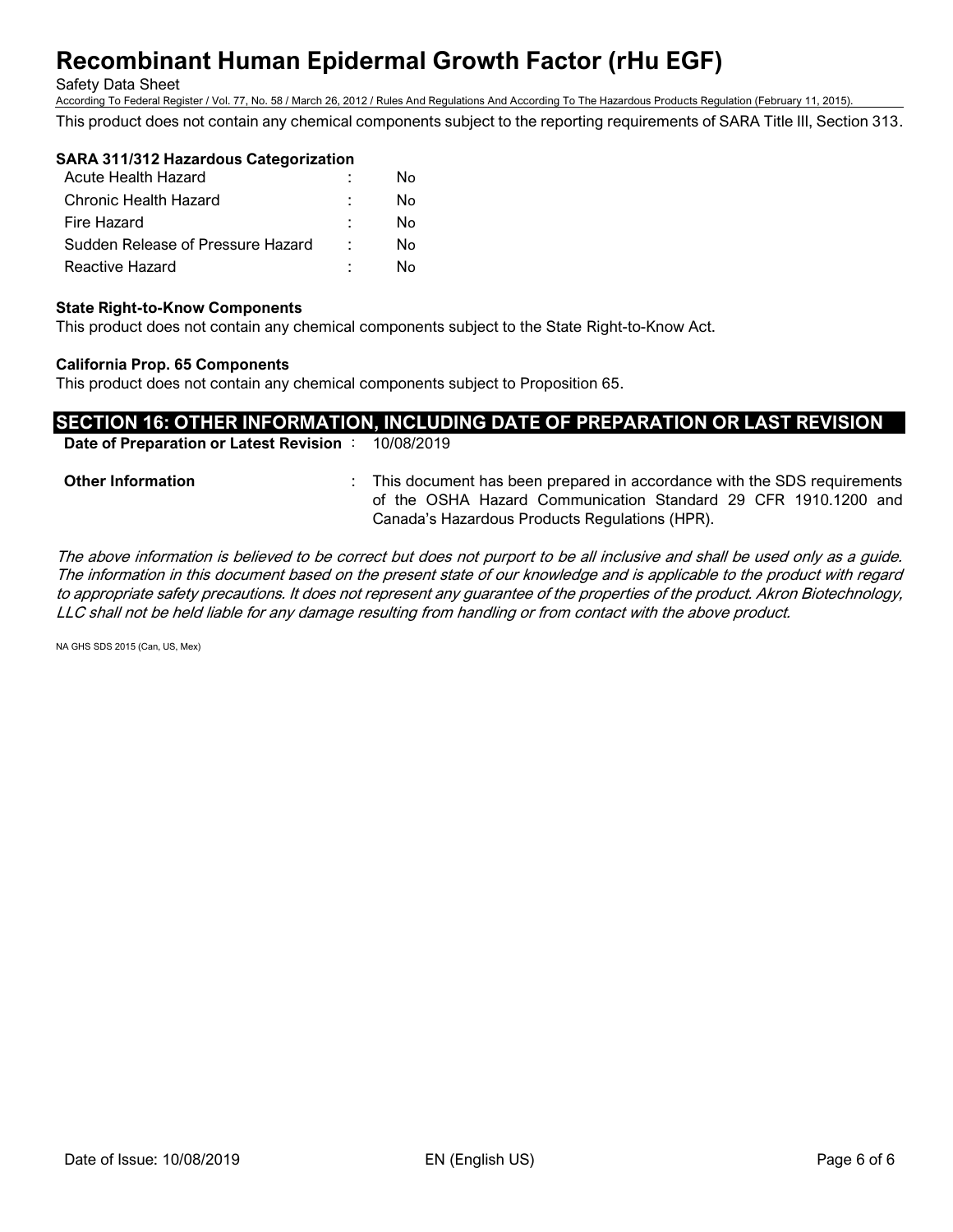This product does not contain any chemical components subject to the reporting requirements of SARA Title III, Section 313.

**SARA 311/312 Hazardous Categorization**

| | | |
|---|---|---|
| Acute Health Hazard | : | No |
| Chronic Health Hazard | : | No |
| Fire Hazard | : | No |
| Sudden Release of Pressure Hazard | : | No |
| Reactive Hazard | : | No |

**State Right-to-Know Components**

This product does not contain any chemical components subject to the State Right-to-Know Act.

**California Prop. 65 Components**

This product does not contain any chemical components subject to Proposition 65.

## SECTION 16: OTHER INFORMATION, INCLUDING DATE OF PREPARATION OR LAST REVISION

**Date of Preparation or Latest Revision** : 10/08/2019

**Other Information** : This document has been prepared in accordance with the SDS requirements of the OSHA Hazard Communication Standard 29 CFR 1910.1200 and Canada's Hazardous Products Regulations (HPR).

*The above information is believed to be correct but does not purport to be all inclusive and shall be used only as a guide. The information in this document based on the present state of our knowledge and is applicable to the product with regard to appropriate safety precautions. It does not represent any guarantee of the properties of the product. Akron Biotechnology, LLC shall not be held liable for any damage resulting from handling or from contact with the above product.*

NA GHS SDS 2015 (Can, US, Mex)